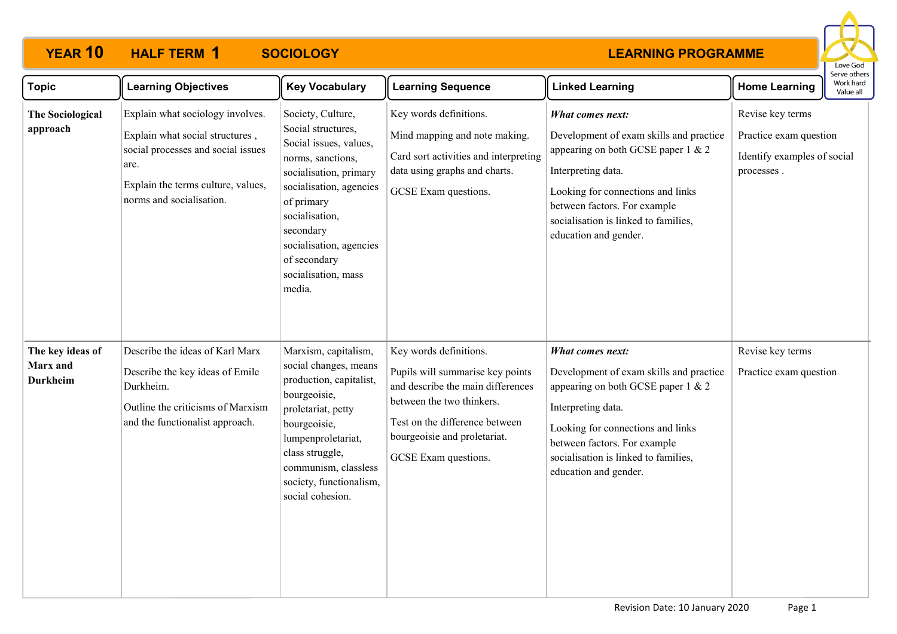# YEAR 10 HALF TERM 1 SOCIOLOGY LEARNING PROGRAMME

| Topic | Learning Objectives | Key Vocabulary | Learning Sequence | Linked Learning | Home Learning |
|---|---|---|---|---|---|
| **The Sociological approach** | Explain what sociology involves.<br><br>Explain what social structures , social processes and social issues are.<br><br>Explain the terms culture, values, norms and socialisation. | Society, Culture, Social structures, Social issues, values, norms, sanctions, socialisation, primary socialisation, agencies of primary socialisation, secondary socialisation, agencies of secondary socialisation, mass media. | Key words definitions.<br><br>Mind mapping and note making.<br><br>Card sort activities and interpreting data using graphs and charts.<br><br>GCSE Exam questions. | ***What comes next:***<br><br>Development of exam skills and practice appearing on both GCSE paper 1 & 2<br><br>Interpreting data.<br><br>Looking for connections and links between factors. For example socialisation is linked to families, education and gender. | Revise key terms<br><br>Practice exam question<br><br>Identify examples of social processes . |
| **The key ideas of Marx and Durkheim** | Describe the ideas of Karl Marx<br><br>Describe the key ideas of Emile Durkheim.<br><br>Outline the criticisms of Marxism and the functionalist approach. | Marxism, capitalism, social changes, means production, capitalist, bourgeoisie, proletariat, petty bourgeoisie, lumpenproletariat, class struggle, communism, classless society, functionalism, social cohesion. | Key words definitions.<br><br>Pupils will summarise key points and describe the main differences between the two thinkers.<br><br>Test on the difference between bourgeoisie and proletariat.<br><br>GCSE Exam questions. | ***What comes next:***<br><br>Development of exam skills and practice appearing on both GCSE paper 1 & 2<br><br>Interpreting data.<br><br>Looking for connections and links between factors. For example socialisation is linked to families, education and gender. | Revise key terms<br><br>Practice exam question |

Revision Date: 10 January 2020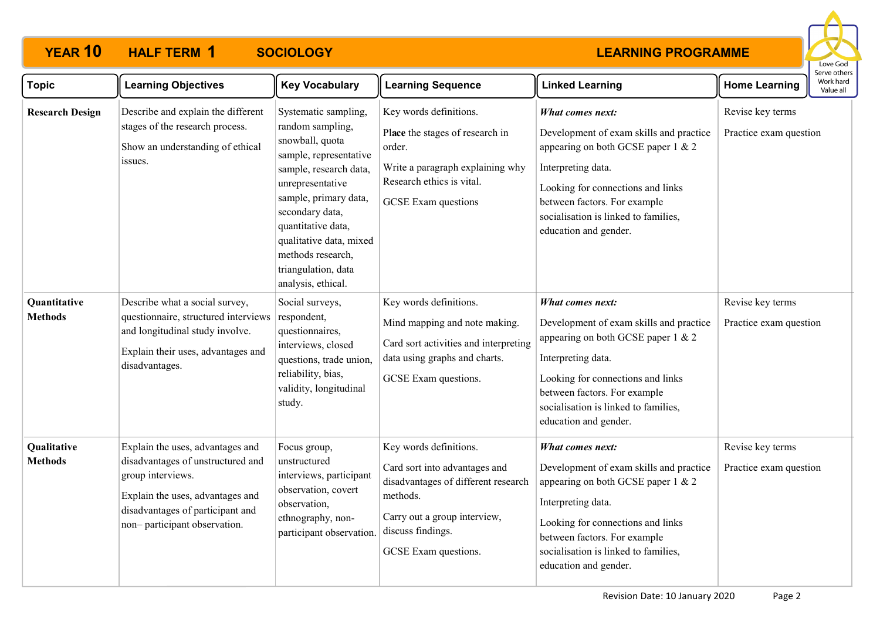# YEAR 10 HALF TERM 1 SOCIOLOGY — LEARNING PROGRAMME

Love God
Serve others
Work hard
Value all

| Topic | Learning Objectives | Key Vocabulary | Learning Sequence | Linked Learning | Home Learning |
|---|---|---|---|---|---|
| **Research Design** | Describe and explain the different stages of the research process.<br><br>Show an understanding of ethical issues. | Systematic sampling, random sampling, snowball, quota sample, representative sample, research data, unrepresentative sample, primary data, secondary data, quantitative data, qualitative data, mixed methods research, triangulation, data analysis, ethical. | Key words definitions.<br><br>Place the stages of research in order.<br><br>Write a paragraph explaining why Research ethics is vital.<br><br>GCSE Exam questions | ***What comes next:***<br><br>Development of exam skills and practice appearing on both GCSE paper 1 & 2<br><br>Interpreting data.<br><br>Looking for connections and links between factors. For example socialisation is linked to families, education and gender. | Revise key terms<br><br>Practice exam question |
| **Quantitative Methods** | Describe what a social survey, questionnaire, structured interviews and longitudinal study involve.<br><br>Explain their uses, advantages and disadvantages. | Social surveys, respondent, questionnaires, interviews, closed questions, trade union, reliability, bias, validity, longitudinal study. | Key words definitions.<br><br>Mind mapping and note making.<br><br>Card sort activities and interpreting data using graphs and charts.<br><br>GCSE Exam questions. | ***What comes next:***<br><br>Development of exam skills and practice appearing on both GCSE paper 1 & 2<br><br>Interpreting data.<br><br>Looking for connections and links between factors. For example socialisation is linked to families, education and gender. | Revise key terms<br><br>Practice exam question |
| **Qualitative Methods** | Explain the uses, advantages and disadvantages of unstructured and group interviews.<br><br>Explain the uses, advantages and disadvantages of participant and non– participant observation. | Focus group, unstructured interviews, participant observation, covert observation, ethnography, non-participant observation. | Key words definitions.<br><br>Card sort into advantages and disadvantages of different research methods.<br><br>Carry out a group interview, discuss findings.<br><br>GCSE Exam questions. | ***What comes next:***<br><br>Development of exam skills and practice appearing on both GCSE paper 1 & 2<br><br>Interpreting data.<br><br>Looking for connections and links between factors. For example socialisation is linked to families, education and gender. | Revise key terms<br><br>Practice exam question |

Revision Date: 10 January 2020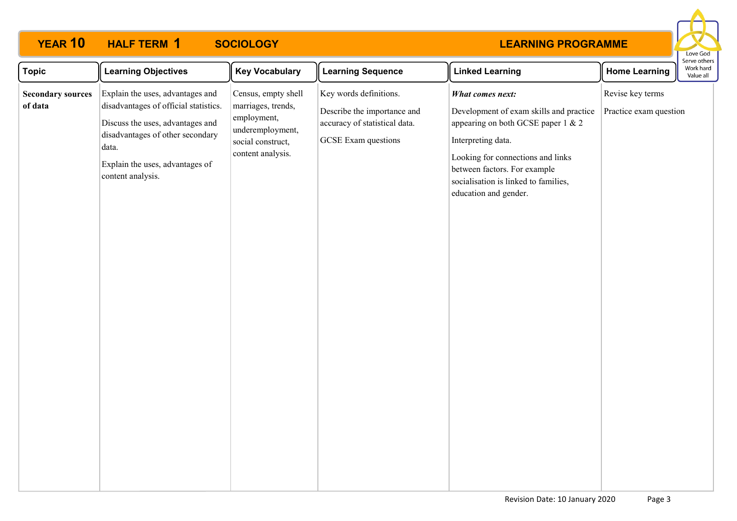# YEAR 10 HALF TERM 1 SOCIOLOGY LEARNING PROGRAMME

Love God
Serve others
Work hard
Value all

| Topic | Learning Objectives | Key Vocabulary | Learning Sequence | Linked Learning | Home Learning |
|---|---|---|---|---|---|
| **Secondary sources of data** | Explain the uses, advantages and disadvantages of official statistics.<br><br>Discuss the uses, advantages and disadvantages of other secondary data.<br><br>Explain the uses, advantages of content analysis. | Census, empty shell marriages, trends, employment, underemployment, social construct, content analysis. | Key words definitions.<br><br>Describe the importance and accuracy of statistical data.<br><br>GCSE Exam questions | ***What comes next:***<br><br>Development of exam skills and practice appearing on both GCSE paper 1 & 2<br><br>Interpreting data.<br><br>Looking for connections and links between factors. For example socialisation is linked to families, education and gender. | Revise key terms<br><br>Practice exam question |

Revision Date: 10 January 2020